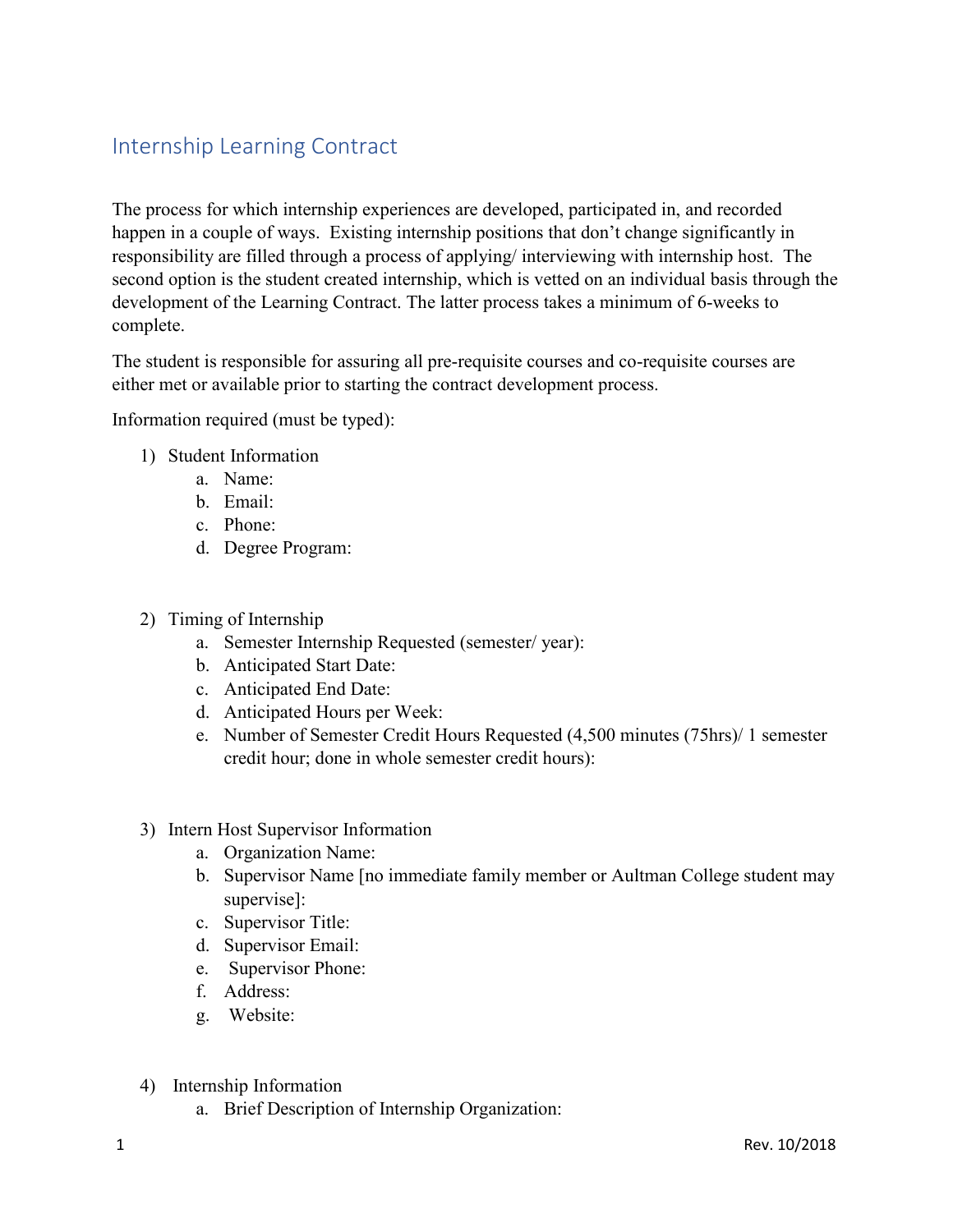# Internship Learning Contract

The process for which internship experiences are developed, participated in, and recorded happen in a couple of ways. Existing internship positions that don't change significantly in responsibility are filled through a process of applying/ interviewing with internship host. The second option is the student created internship, which is vetted on an individual basis through the development of the Learning Contract. The latter process takes a minimum of 6-weeks to complete.

The student is responsible for assuring all pre-requisite courses and co-requisite courses are either met or available prior to starting the contract development process.

Information required (must be typed):

1) Student Information
   a. Name:
   b. Email:
   c. Phone:
   d. Degree Program:

2) Timing of Internship
   a. Semester Internship Requested (semester/ year):
   b. Anticipated Start Date:
   c. Anticipated End Date:
   d. Anticipated Hours per Week:
   e. Number of Semester Credit Hours Requested (4,500 minutes (75hrs)/ 1 semester credit hour; done in whole semester credit hours):

3) Intern Host Supervisor Information
   a. Organization Name:
   b. Supervisor Name [no immediate family member or Aultman College student may supervise]:
   c. Supervisor Title:
   d. Supervisor Email:
   e. Supervisor Phone:
   f. Address:
   g. Website:

4) Internship Information
   a. Brief Description of Internship Organization: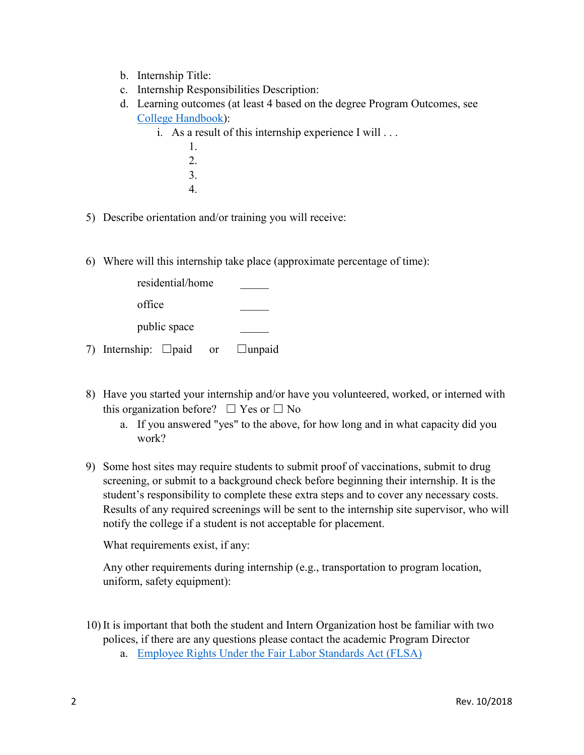b. Internship Title:
c. Internship Responsibilities Description:
d. Learning outcomes (at least 4 based on the degree Program Outcomes, see [College Handbook]):
    i. As a result of this internship experience I will . . .
        1.
        2.
        3.
        4.

5) Describe orientation and/or training you will receive:

6) Where will this internship take place (approximate percentage of time):

    residential/home ______

    office ______

    public space ______

7) Internship: ☐paid or ☐unpaid

8) Have you started your internship and/or have you volunteered, worked, or interned with this organization before? ☐ Yes or ☐ No
    a. If you answered "yes" to the above, for how long and in what capacity did you work?

9) Some host sites may require students to submit proof of vaccinations, submit to drug screening, or submit to a background check before beginning their internship. It is the student's responsibility to complete these extra steps and to cover any necessary costs. Results of any required screenings will be sent to the internship site supervisor, who will notify the college if a student is not acceptable for placement.

    What requirements exist, if any:

    Any other requirements during internship (e.g., transportation to program location, uniform, safety equipment):

10) It is important that both the student and Intern Organization host be familiar with two polices, if there are any questions please contact the academic Program Director
    a. [Employee Rights Under the Fair Labor Standards Act (FLSA)]

Rev. 10/2018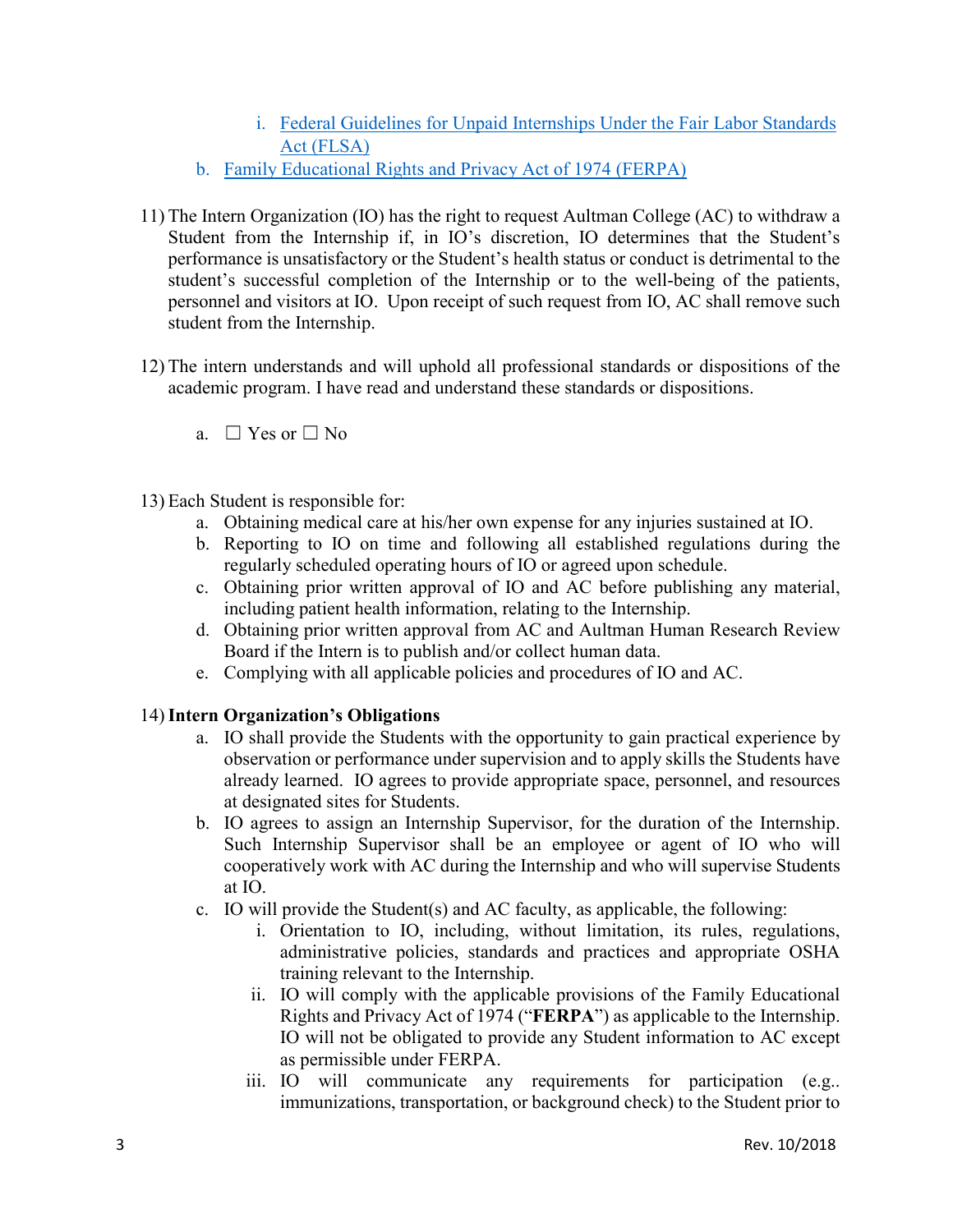i. [Federal Guidelines for Unpaid Internships Under the Fair Labor Standards Act (FLSA)]()

   b. [Family Educational Rights and Privacy Act of 1974 (FERPA)]()

11) The Intern Organization (IO) has the right to request Aultman College (AC) to withdraw a Student from the Internship if, in IO's discretion, IO determines that the Student's performance is unsatisfactory or the Student's health status or conduct is detrimental to the student's successful completion of the Internship or to the well-being of the patients, personnel and visitors at IO. Upon receipt of such request from IO, AC shall remove such student from the Internship.

12) The intern understands and will uphold all professional standards or dispositions of the academic program. I have read and understand these standards or dispositions.

   a. ☐ Yes or ☐ No

13) Each Student is responsible for:
   a. Obtaining medical care at his/her own expense for any injuries sustained at IO.
   b. Reporting to IO on time and following all established regulations during the regularly scheduled operating hours of IO or agreed upon schedule.
   c. Obtaining prior written approval of IO and AC before publishing any material, including patient health information, relating to the Internship.
   d. Obtaining prior written approval from AC and Aultman Human Research Review Board if the Intern is to publish and/or collect human data.
   e. Complying with all applicable policies and procedures of IO and AC.

14) **Intern Organization's Obligations**
   a. IO shall provide the Students with the opportunity to gain practical experience by observation or performance under supervision and to apply skills the Students have already learned. IO agrees to provide appropriate space, personnel, and resources at designated sites for Students.
   b. IO agrees to assign an Internship Supervisor, for the duration of the Internship. Such Internship Supervisor shall be an employee or agent of IO who will cooperatively work with AC during the Internship and who will supervise Students at IO.
   c. IO will provide the Student(s) and AC faculty, as applicable, the following:
      i. Orientation to IO, including, without limitation, its rules, regulations, administrative policies, standards and practices and appropriate OSHA training relevant to the Internship.
      ii. IO will comply with the applicable provisions of the Family Educational Rights and Privacy Act of 1974 ("**FERPA**") as applicable to the Internship. IO will not be obligated to provide any Student information to AC except as permissible under FERPA.
      iii. IO will communicate any requirements for participation (e.g.. immunizations, transportation, or background check) to the Student prior to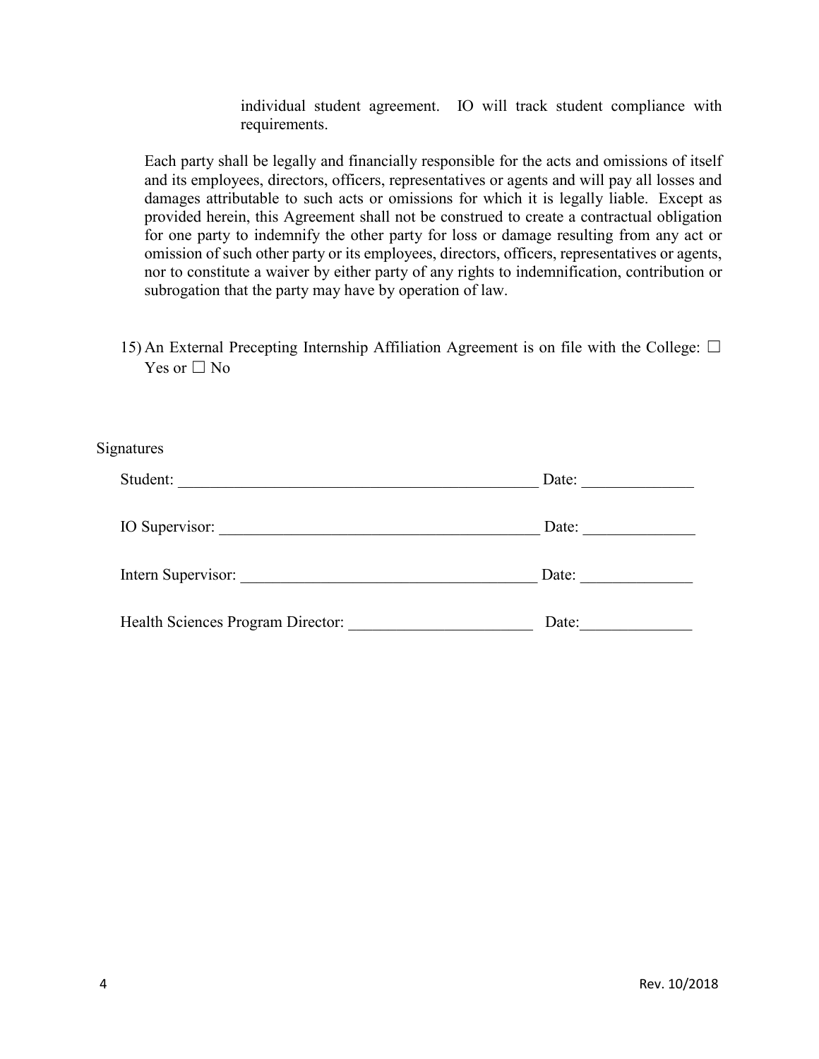individual student agreement. IO will track student compliance with requirements.

Each party shall be legally and financially responsible for the acts and omissions of itself and its employees, directors, officers, representatives or agents and will pay all losses and damages attributable to such acts or omissions for which it is legally liable. Except as provided herein, this Agreement shall not be construed to create a contractual obligation for one party to indemnify the other party for loss or damage resulting from any act or omission of such other party or its employees, directors, officers, representatives or agents, nor to constitute a waiver by either party of any rights to indemnification, contribution or subrogation that the party may have by operation of law.

15) An External Precepting Internship Affiliation Agreement is on file with the College: ☐ Yes or ☐ No

Signatures

Student: ______________________________________________ Date: ______________

IO Supervisor: ________________________________________ Date: ______________

Intern Supervisor: _____________________________________ Date: ______________

Health Sciences Program Director: _______________________ Date: ______________